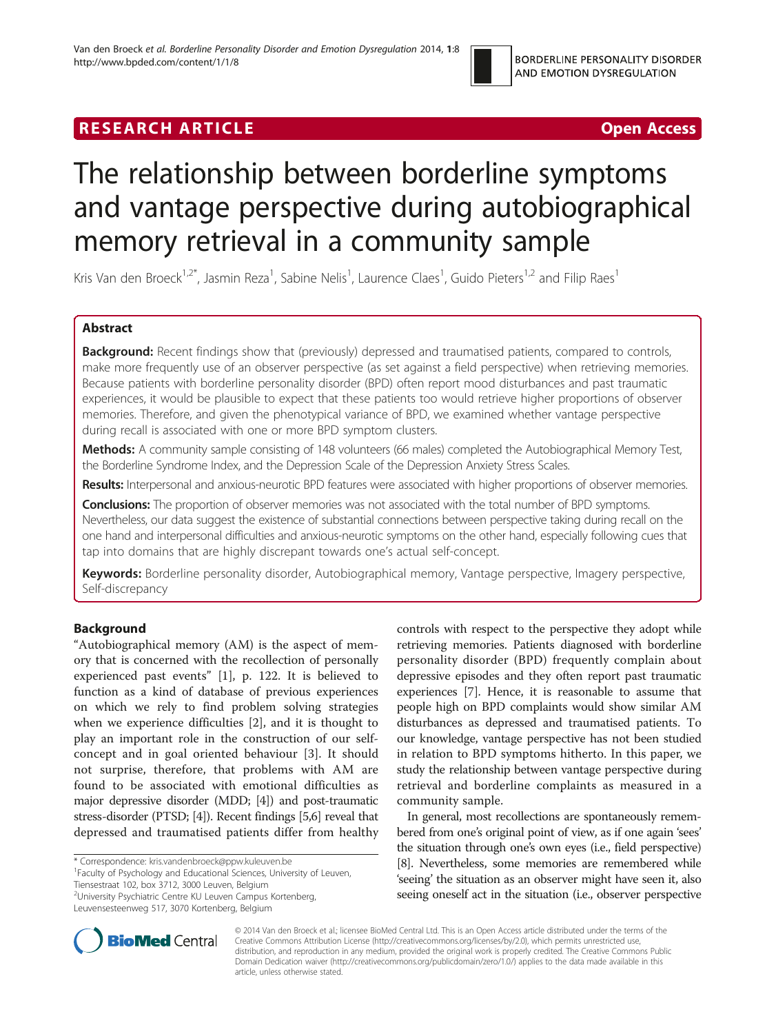RESEARCH ARTICLE Open Access

# The relationship between borderline symptoms and vantage perspective during autobiographical memory retrieval in a community sample

Kris Van den Broeck[1,2*], Jasmin Reza[1], Sabine Nelis[1], Laurence Claes[1], Guido Pieters[1,2] and Filip Raes[1]

## Abstract

**Background:** Recent findings show that (previously) depressed and traumatised patients, compared to controls, make more frequently use of an observer perspective (as set against a field perspective) when retrieving memories. Because patients with borderline personality disorder (BPD) often report mood disturbances and past traumatic experiences, it would be plausible to expect that these patients too would retrieve higher proportions of observer memories. Therefore, and given the phenotypical variance of BPD, we examined whether vantage perspective during recall is associated with one or more BPD symptom clusters.

**Methods:** A community sample consisting of 148 volunteers (66 males) completed the Autobiographical Memory Test, the Borderline Syndrome Index, and the Depression Scale of the Depression Anxiety Stress Scales.

**Results:** Interpersonal and anxious-neurotic BPD features were associated with higher proportions of observer memories.

**Conclusions:** The proportion of observer memories was not associated with the total number of BPD symptoms. Nevertheless, our data suggest the existence of substantial connections between perspective taking during recall on the one hand and interpersonal difficulties and anxious-neurotic symptoms on the other hand, especially following cues that tap into domains that are highly discrepant towards one's actual self-concept.

**Keywords:** Borderline personality disorder, Autobiographical memory, Vantage perspective, Imagery perspective, Self-discrepancy

## Background

"Autobiographical memory (AM) is the aspect of memory that is concerned with the recollection of personally experienced past events" [1], p. 122. It is believed to function as a kind of database of previous experiences on which we rely to find problem solving strategies when we experience difficulties [2], and it is thought to play an important role in the construction of our self-concept and in goal oriented behaviour [3]. It should not surprise, therefore, that problems with AM are found to be associated with emotional difficulties as major depressive disorder (MDD; [4]) and post-traumatic stress-disorder (PTSD; [4]). Recent findings [5,6] reveal that depressed and traumatised patients differ from healthy controls with respect to the perspective they adopt while retrieving memories. Patients diagnosed with borderline personality disorder (BPD) frequently complain about depressive episodes and they often report past traumatic experiences [7]. Hence, it is reasonable to assume that people high on BPD complaints would show similar AM disturbances as depressed and traumatised patients. To our knowledge, vantage perspective has not been studied in relation to BPD symptoms hitherto. In this paper, we study the relationship between vantage perspective during retrieval and borderline complaints as measured in a community sample.

In general, most recollections are spontaneously remembered from one's original point of view, as if one again 'sees' the situation through one's own eyes (i.e., field perspective) [8]. Nevertheless, some memories are remembered while 'seeing' the situation as an observer might have seen it, also seeing oneself act in the situation (i.e., observer perspective

\* Correspondence: kris.vandenbroeck@ppw.kuleuven.be
[1]Faculty of Psychology and Educational Sciences, University of Leuven, Tiensestraat 102, box 3712, 3000 Leuven, Belgium
[2]University Psychiatric Centre KU Leuven Campus Kortenberg, Leuvensesteenweg 517, 3070 Kortenberg, Belgium

© 2014 Van den Broeck et al.; licensee BioMed Central Ltd. This is an Open Access article distributed under the terms of the Creative Commons Attribution License (http://creativecommons.org/licenses/by/2.0), which permits unrestricted use, distribution, and reproduction in any medium, provided the original work is properly credited. The Creative Commons Public Domain Dedication waiver (http://creativecommons.org/publicdomain/zero/1.0/) applies to the data made available in this article, unless otherwise stated.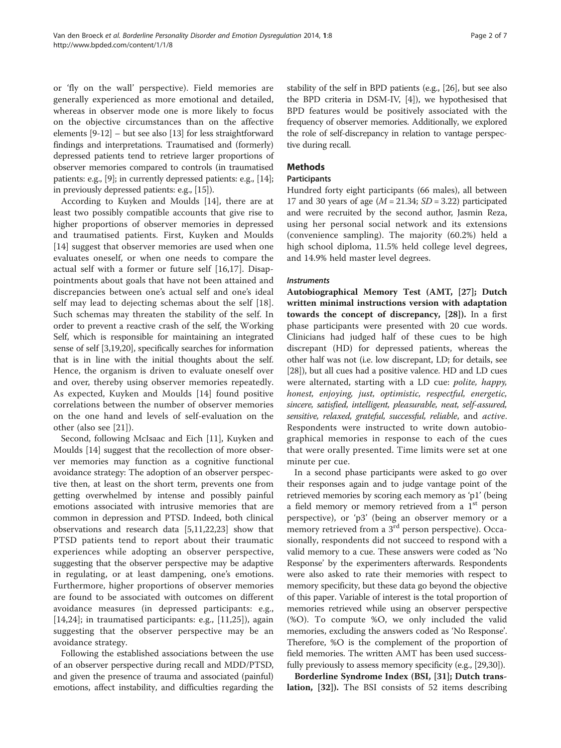or 'fly on the wall' perspective). Field memories are generally experienced as more emotional and detailed, whereas in observer mode one is more likely to focus on the objective circumstances than on the affective elements [9-12] – but see also [13] for less straightforward findings and interpretations. Traumatised and (formerly) depressed patients tend to retrieve larger proportions of observer memories compared to controls (in traumatised patients: e.g., [9]; in currently depressed patients: e.g., [14]; in previously depressed patients: e.g., [15]).

According to Kuyken and Moulds [14], there are at least two possibly compatible accounts that give rise to higher proportions of observer memories in depressed and traumatised patients. First, Kuyken and Moulds [14] suggest that observer memories are used when one evaluates oneself, or when one needs to compare the actual self with a former or future self [16,17]. Disappointments about goals that have not been attained and discrepancies between one's actual self and one's ideal self may lead to dejecting schemas about the self [18]. Such schemas may threaten the stability of the self. In order to prevent a reactive crash of the self, the Working Self, which is responsible for maintaining an integrated sense of self [3,19,20], specifically searches for information that is in line with the initial thoughts about the self. Hence, the organism is driven to evaluate oneself over and over, thereby using observer memories repeatedly. As expected, Kuyken and Moulds [14] found positive correlations between the number of observer memories on the one hand and levels of self-evaluation on the other (also see [21]).

Second, following McIsaac and Eich [11], Kuyken and Moulds [14] suggest that the recollection of more observer memories may function as a cognitive functional avoidance strategy: The adoption of an observer perspective then, at least on the short term, prevents one from getting overwhelmed by intense and possibly painful emotions associated with intrusive memories that are common in depression and PTSD. Indeed, both clinical observations and research data [5,11,22,23] show that PTSD patients tend to report about their traumatic experiences while adopting an observer perspective, suggesting that the observer perspective may be adaptive in regulating, or at least dampening, one's emotions. Furthermore, higher proportions of observer memories are found to be associated with outcomes on different avoidance measures (in depressed participants: e.g., [14,24]; in traumatised participants: e.g., [11,25]), again suggesting that the observer perspective may be an avoidance strategy.

Following the established associations between the use of an observer perspective during recall and MDD/PTSD, and given the presence of trauma and associated (painful) emotions, affect instability, and difficulties regarding the stability of the self in BPD patients (e.g., [26], but see also the BPD criteria in DSM-IV, [4]), we hypothesised that BPD features would be positively associated with the frequency of observer memories. Additionally, we explored the role of self-discrepancy in relation to vantage perspective during recall.

## Methods

### Participants

Hundred forty eight participants (66 males), all between 17 and 30 years of age ($M = 21.34$; $SD = 3.22$) participated and were recruited by the second author, Jasmin Reza, using her personal social network and its extensions (convenience sampling). The majority (60.2%) held a high school diploma, 11.5% held college level degrees, and 14.9% held master level degrees.

#### *Instruments*

**Autobiographical Memory Test (AMT, [27]; Dutch written minimal instructions version with adaptation towards the concept of discrepancy, [28]).** In a first phase participants were presented with 20 cue words. Clinicians had judged half of these cues to be high discrepant (HD) for depressed patients, whereas the other half was not (i.e. low discrepant, LD; for details, see [28]), but all cues had a positive valence. HD and LD cues were alternated, starting with a LD cue: *polite, happy, honest, enjoying, just, optimistic, respectful, energetic, sincere, satisfied, intelligent, pleasurable, neat, self-assured, sensitive, relaxed, grateful, successful, reliable*, and *active*. Respondents were instructed to write down autobiographical memories in response to each of the cues that were orally presented. Time limits were set at one minute per cue.

In a second phase participants were asked to go over their responses again and to judge vantage point of the retrieved memories by scoring each memory as 'p1' (being a field memory or memory retrieved from a 1st person perspective), or 'p3' (being an observer memory or a memory retrieved from a 3rd person perspective). Occasionally, respondents did not succeed to respond with a valid memory to a cue. These answers were coded as 'No Response' by the experimenters afterwards. Respondents were also asked to rate their memories with respect to memory specificity, but these data go beyond the objective of this paper. Variable of interest is the total proportion of memories retrieved while using an observer perspective (%O). To compute %O, we only included the valid memories, excluding the answers coded as 'No Response'. Therefore, %O is the complement of the proportion of field memories. The written AMT has been used successfully previously to assess memory specificity (e.g., [29,30]).

**Borderline Syndrome Index (BSI, [31]; Dutch translation, [32]).** The BSI consists of 52 items describing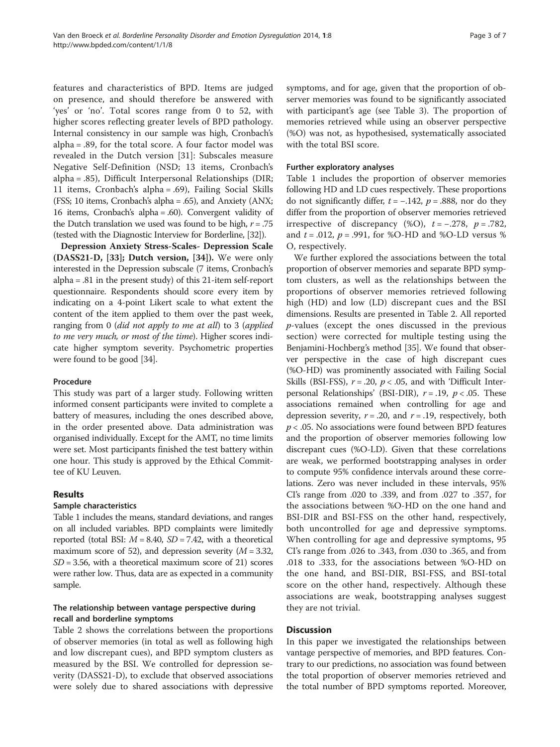features and characteristics of BPD. Items are judged on presence, and should therefore be answered with 'yes' or 'no'. Total scores range from 0 to 52, with higher scores reflecting greater levels of BPD pathology. Internal consistency in our sample was high, Cronbach's alpha = .89, for the total score. A four factor model was revealed in the Dutch version [31]: Subscales measure Negative Self-Definition (NSD; 13 items, Cronbach's alpha = .85), Difficult Interpersonal Relationships (DIR; 11 items, Cronbach's alpha = .69), Failing Social Skills (FSS; 10 items, Cronbach's alpha = .65), and Anxiety (ANX; 16 items, Cronbach's alpha = .60). Convergent validity of the Dutch translation we used was found to be high, $r = .75$ (tested with the Diagnostic Interview for Borderline, [32]).

**Depression Anxiety Stress-Scales- Depression Scale (DASS21-D, [33]; Dutch version, [34]).** We were only interested in the Depression subscale (7 items, Cronbach's alpha = .81 in the present study) of this 21-item self-report questionnaire. Respondents should score every item by indicating on a 4-point Likert scale to what extent the content of the item applied to them over the past week, ranging from 0 (*did not apply to me at all*) to 3 (*applied to me very much, or most of the time*). Higher scores indicate higher symptom severity. Psychometric properties were found to be good [34].

#### Procedure

This study was part of a larger study. Following written informed consent participants were invited to complete a battery of measures, including the ones described above, in the order presented above. Data administration was organised individually. Except for the AMT, no time limits were set. Most participants finished the test battery within one hour. This study is approved by the Ethical Committee of KU Leuven.

## Results

### Sample characteristics

Table 1 includes the means, standard deviations, and ranges on all included variables. BPD complaints were limitedly reported (total BSI: $M = 8.40$, $SD = 7.42$, with a theoretical maximum score of 52), and depression severity ($M = 3.32$, $SD = 3.56$, with a theoretical maximum score of 21) scores were rather low. Thus, data are as expected in a community sample.

### The relationship between vantage perspective during recall and borderline symptoms

Table 2 shows the correlations between the proportions of observer memories (in total as well as following high and low discrepant cues), and BPD symptom clusters as measured by the BSI. We controlled for depression severity (DASS21-D), to exclude that observed associations were solely due to shared associations with depressive symptoms, and for age, given that the proportion of observer memories was found to be significantly associated with participant's age (see Table 3). The proportion of memories retrieved while using an observer perspective (%O) was not, as hypothesised, systematically associated with the total BSI score.

### Further exploratory analyses

Table 1 includes the proportion of observer memories following HD and LD cues respectively. These proportions do not significantly differ, $t = -.142$, $p = .888$, nor do they differ from the proportion of observer memories retrieved irrespective of discrepancy (%O), $t = -.278$, $p = .782$, and $t = .012$, $p = .991$, for %O-HD and %O-LD versus %O, respectively.

We further explored the associations between the total proportion of observer memories and separate BPD symptom clusters, as well as the relationships between the proportions of observer memories retrieved following high (HD) and low (LD) discrepant cues and the BSI dimensions. Results are presented in Table 2. All reported $p$-values (except the ones discussed in the previous section) were corrected for multiple testing using the Benjamini-Hochberg's method [35]. We found that observer perspective in the case of high discrepant cues (%O-HD) was prominently associated with Failing Social Skills (BSI-FSS), $r = .20$, $p < .05$, and with 'Difficult Interpersonal Relationships' (BSI-DIR), $r = .19$, $p < .05$. These associations remained when controlling for age and depression severity, $r = .20$, and $r = .19$, respectively, both $p < .05$. No associations were found between BPD features and the proportion of observer memories following low discrepant cues (%O-LD). Given that these correlations are weak, we performed bootstrapping analyses in order to compute 95% confidence intervals around these correlations. Zero was never included in these intervals, 95% CI's range from .020 to .339, and from .027 to .357, for the associations between %O-HD on the one hand and BSI-DIR and BSI-FSS on the other hand, respectively, both uncontrolled for age and depressive symptoms. When controlling for age and depressive symptoms, 95 CI's range from .026 to .343, from .030 to .365, and from .018 to .333, for the associations between %O-HD on the one hand, and BSI-DIR, BSI-FSS, and BSI-total score on the other hand, respectively. Although these associations are weak, bootstrapping analyses suggest they are not trivial.

## Discussion

In this paper we investigated the relationships between vantage perspective of memories, and BPD features. Contrary to our predictions, no association was found between the total proportion of observer memories retrieved and the total number of BPD symptoms reported. Moreover,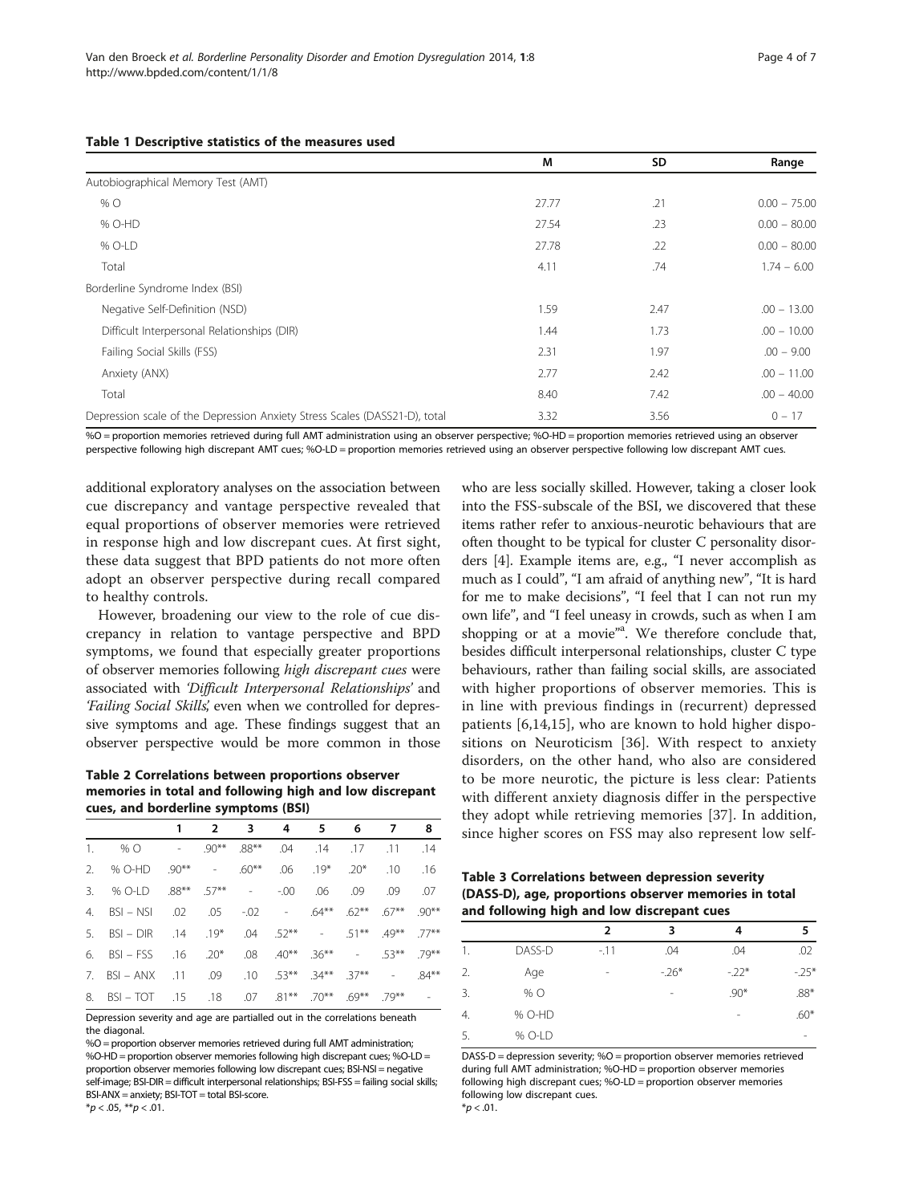**Table 1 Descriptive statistics of the measures used**

| | M | SD | Range |
|---|---|---|---|
| Autobiographical Memory Test (AMT) | | | |
| % O | 27.77 | .21 | 0.00 – 75.00 |
| % O-HD | 27.54 | .23 | 0.00 – 80.00 |
| % O-LD | 27.78 | .22 | 0.00 – 80.00 |
| Total | 4.11 | .74 | 1.74 – 6.00 |
| Borderline Syndrome Index (BSI) | | | |
| Negative Self-Definition (NSD) | 1.59 | 2.47 | .00 – 13.00 |
| Difficult Interpersonal Relationships (DIR) | 1.44 | 1.73 | .00 – 10.00 |
| Failing Social Skills (FSS) | 2.31 | 1.97 | .00 – 9.00 |
| Anxiety (ANX) | 2.77 | 2.42 | .00 – 11.00 |
| Total | 8.40 | 7.42 | .00 – 40.00 |
| Depression scale of the Depression Anxiety Stress Scales (DASS21-D), total | 3.32 | 3.56 | 0 – 17 |

%O = proportion memories retrieved during full AMT administration using an observer perspective; %O-HD = proportion memories retrieved using an observer perspective following high discrepant AMT cues; %O-LD = proportion memories retrieved using an observer perspective following low discrepant AMT cues.

additional exploratory analyses on the association between cue discrepancy and vantage perspective revealed that equal proportions of observer memories were retrieved in response high and low discrepant cues. At first sight, these data suggest that BPD patients do not more often adopt an observer perspective during recall compared to healthy controls.

However, broadening our view to the role of cue discrepancy in relation to vantage perspective and BPD symptoms, we found that especially greater proportions of observer memories following *high discrepant cues* were associated with *'Difficult Interpersonal Relationships'* and *'Failing Social Skills'*, even when we controlled for depressive symptoms and age. These findings suggest that an observer perspective would be more common in those who are less socially skilled. However, taking a closer look into the FSS-subscale of the BSI, we discovered that these items rather refer to anxious-neurotic behaviours that are often thought to be typical for cluster C personality disorders [4]. Example items are, e.g., "I never accomplish as much as I could", "I am afraid of anything new", "It is hard for me to make decisions", "I feel that I can not run my own life", and "I feel uneasy in crowds, such as when I am shopping or at a movie"[a]. We therefore conclude that, besides difficult interpersonal relationships, cluster C type behaviours, rather than failing social skills, are associated with higher proportions of observer memories. This is in line with previous findings in (recurrent) depressed patients [6,14,15], who are known to hold higher dispositions on Neuroticism [36]. With respect to anxiety disorders, on the other hand, who also are considered to be more neurotic, the picture is less clear: Patients with different anxiety diagnosis differ in the perspective they adopt while retrieving memories [37]. In addition, since higher scores on FSS may also represent low self-

**Table 2 Correlations between proportions observer memories in total and following high and low discrepant cues, and borderline symptoms (BSI)**

| | | 1 | 2 | 3 | 4 | 5 | 6 | 7 | 8 |
|---|---|---|---|---|---|---|---|---|---|
| 1. | % O | - | .90** | .88** | .04 | .14 | .17 | .11 | .14 |
| 2. | % O-HD | .90** | - | .60** | .06 | .19* | .20* | .10 | .16 |
| 3. | % O-LD | .88** | .57** | - | -.00 | .06 | .09 | .09 | .07 |
| 4. | BSI – NSI | .02 | .05 | -.02 | - | .64** | .62** | .67** | .90** |
| 5. | BSI – DIR | .14 | .19* | .04 | .52** | - | .51** | .49** | .77** |
| 6. | BSI – FSS | .16 | .20* | .08 | .40** | .36** | - | .53** | .79** |
| 7. | BSI – ANX | .11 | .09 | .10 | .53** | .34** | .37** | - | .84** |
| 8. | BSI – TOT | .15 | .18 | .07 | .81** | .70** | .69** | .79** | - |

Depression severity and age are partialled out in the correlations beneath the diagonal.
%O = proportion observer memories retrieved during full AMT administration; %O-HD = proportion observer memories following high discrepant cues; %O-LD = proportion observer memories following low discrepant cues; BSI-NSI = negative self-image; BSI-DIR = difficult interpersonal relationships; BSI-FSS = failing social skills; BSI-ANX = anxiety; BSI-TOT = total BSI-score.
\*$p < .05$, \*\*$p < .01$.

**Table 3 Correlations between depression severity (DASS-D), age, proportions observer memories in total and following high and low discrepant cues**

| | | 2 | 3 | 4 | 5 |
|---|---|---|---|---|---|
| 1. | DASS-D | -.11 | .04 | .04 | .02 |
| 2. | Age | - | -.26* | -.22* | -.25* |
| 3. | % O | | - | .90* | .88* |
| 4. | % O-HD | | | - | .60* |
| 5. | % O-LD | | | | - |

DASS-D = depression severity; %O = proportion observer memories retrieved during full AMT administration; %O-HD = proportion observer memories following high discrepant cues; %O-LD = proportion observer memories following low discrepant cues.
\*$p < .01$.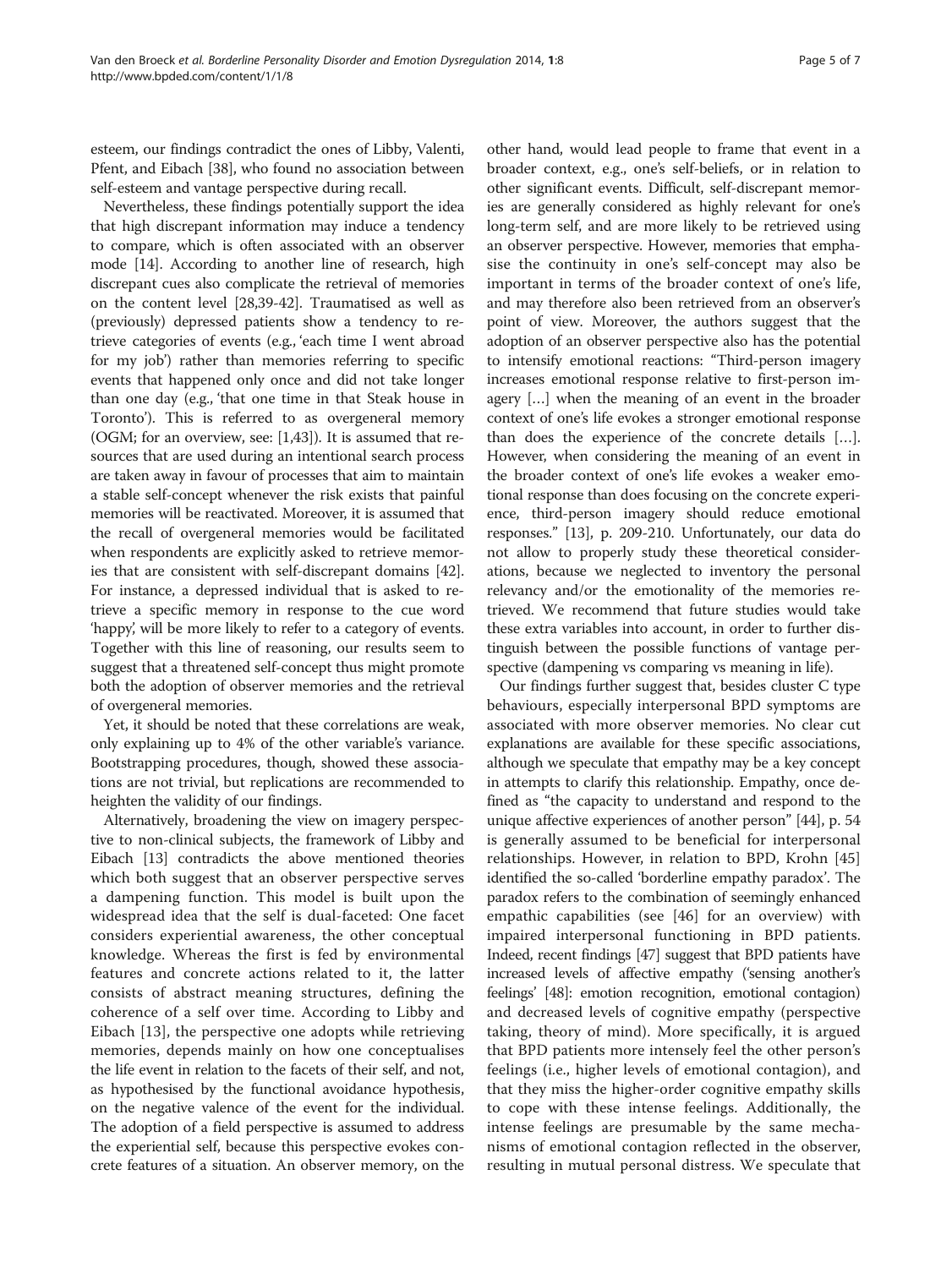esteem, our findings contradict the ones of Libby, Valenti, Pfent, and Eibach [38], who found no association between self-esteem and vantage perspective during recall.

Nevertheless, these findings potentially support the idea that high discrepant information may induce a tendency to compare, which is often associated with an observer mode [14]. According to another line of research, high discrepant cues also complicate the retrieval of memories on the content level [28,39-42]. Traumatised as well as (previously) depressed patients show a tendency to retrieve categories of events (e.g., 'each time I went abroad for my job') rather than memories referring to specific events that happened only once and did not take longer than one day (e.g., 'that one time in that Steak house in Toronto'). This is referred to as overgeneral memory (OGM; for an overview, see: [1,43]). It is assumed that resources that are used during an intentional search process are taken away in favour of processes that aim to maintain a stable self-concept whenever the risk exists that painful memories will be reactivated. Moreover, it is assumed that the recall of overgeneral memories would be facilitated when respondents are explicitly asked to retrieve memories that are consistent with self-discrepant domains [42]. For instance, a depressed individual that is asked to retrieve a specific memory in response to the cue word 'happy', will be more likely to refer to a category of events. Together with this line of reasoning, our results seem to suggest that a threatened self-concept thus might promote both the adoption of observer memories and the retrieval of overgeneral memories.

Yet, it should be noted that these correlations are weak, only explaining up to 4% of the other variable's variance. Bootstrapping procedures, though, showed these associations are not trivial, but replications are recommended to heighten the validity of our findings.

Alternatively, broadening the view on imagery perspective to non-clinical subjects, the framework of Libby and Eibach [13] contradicts the above mentioned theories which both suggest that an observer perspective serves a dampening function. This model is built upon the widespread idea that the self is dual-faceted: One facet considers experiential awareness, the other conceptual knowledge. Whereas the first is fed by environmental features and concrete actions related to it, the latter consists of abstract meaning structures, defining the coherence of a self over time. According to Libby and Eibach [13], the perspective one adopts while retrieving memories, depends mainly on how one conceptualises the life event in relation to the facets of their self, and not, as hypothesised by the functional avoidance hypothesis, on the negative valence of the event for the individual. The adoption of a field perspective is assumed to address the experiential self, because this perspective evokes concrete features of a situation. An observer memory, on the other hand, would lead people to frame that event in a broader context, e.g., one's self-beliefs, or in relation to other significant events. Difficult, self-discrepant memories are generally considered as highly relevant for one's long-term self, and are more likely to be retrieved using an observer perspective. However, memories that emphasise the continuity in one's self-concept may also be important in terms of the broader context of one's life, and may therefore also been retrieved from an observer's point of view. Moreover, the authors suggest that the adoption of an observer perspective also has the potential to intensify emotional reactions: "Third-person imagery increases emotional response relative to first-person imagery […] when the meaning of an event in the broader context of one's life evokes a stronger emotional response than does the experience of the concrete details […]. However, when considering the meaning of an event in the broader context of one's life evokes a weaker emotional response than does focusing on the concrete experience, third-person imagery should reduce emotional responses." [13], p. 209-210. Unfortunately, our data do not allow to properly study these theoretical considerations, because we neglected to inventory the personal relevancy and/or the emotionality of the memories retrieved. We recommend that future studies would take these extra variables into account, in order to further distinguish between the possible functions of vantage perspective (dampening vs comparing vs meaning in life).

Our findings further suggest that, besides cluster C type behaviours, especially interpersonal BPD symptoms are associated with more observer memories. No clear cut explanations are available for these specific associations, although we speculate that empathy may be a key concept in attempts to clarify this relationship. Empathy, once defined as "the capacity to understand and respond to the unique affective experiences of another person" [44], p. 54 is generally assumed to be beneficial for interpersonal relationships. However, in relation to BPD, Krohn [45] identified the so-called 'borderline empathy paradox'. The paradox refers to the combination of seemingly enhanced empathic capabilities (see [46] for an overview) with impaired interpersonal functioning in BPD patients. Indeed, recent findings [47] suggest that BPD patients have increased levels of affective empathy ('sensing another's feelings' [48]: emotion recognition, emotional contagion) and decreased levels of cognitive empathy (perspective taking, theory of mind). More specifically, it is argued that BPD patients more intensely feel the other person's feelings (i.e., higher levels of emotional contagion), and that they miss the higher-order cognitive empathy skills to cope with these intense feelings. Additionally, the intense feelings are presumable by the same mechanisms of emotional contagion reflected in the observer, resulting in mutual personal distress. We speculate that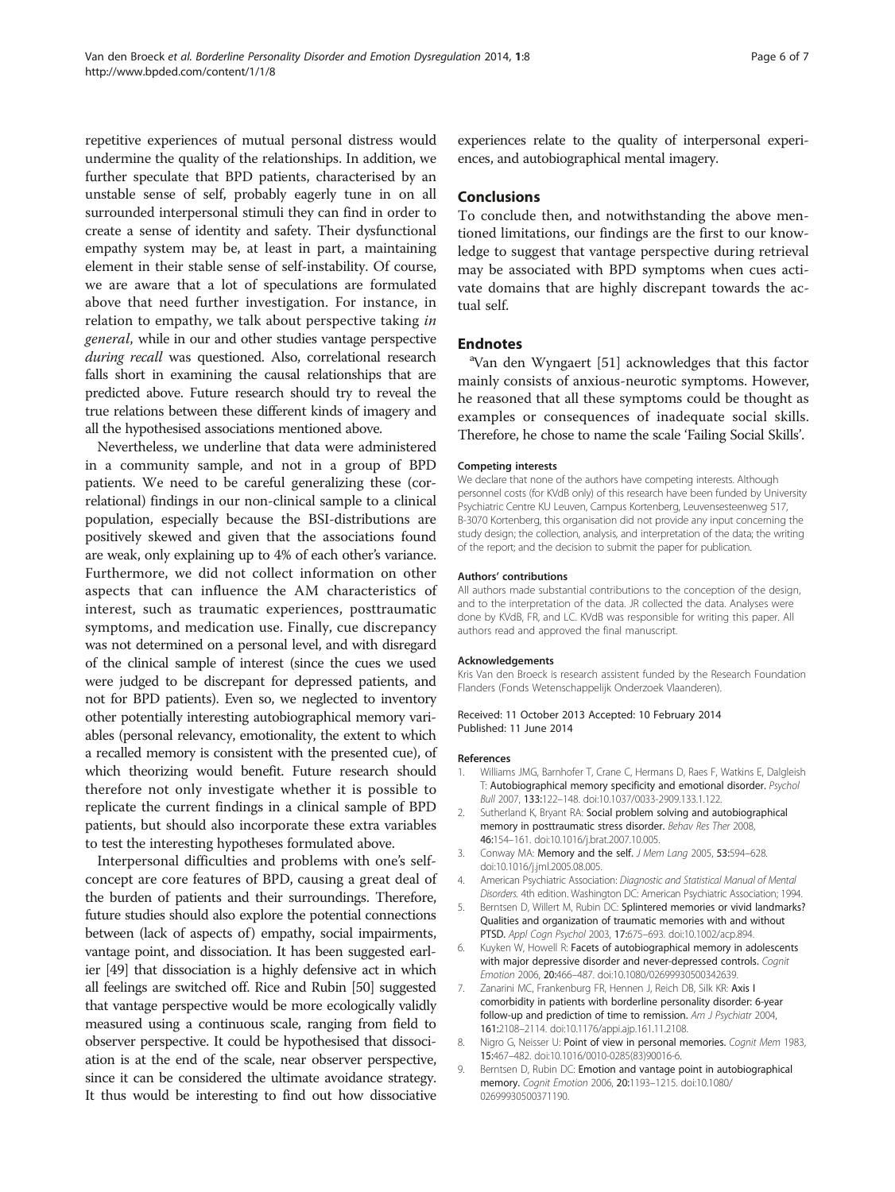repetitive experiences of mutual personal distress would undermine the quality of the relationships. In addition, we further speculate that BPD patients, characterised by an unstable sense of self, probably eagerly tune in on all surrounded interpersonal stimuli they can find in order to create a sense of identity and safety. Their dysfunctional empathy system may be, at least in part, a maintaining element in their stable sense of self-instability. Of course, we are aware that a lot of speculations are formulated above that need further investigation. For instance, in relation to empathy, we talk about perspective taking *in general*, while in our and other studies vantage perspective *during recall* was questioned. Also, correlational research falls short in examining the causal relationships that are predicted above. Future research should try to reveal the true relations between these different kinds of imagery and all the hypothesised associations mentioned above.

Nevertheless, we underline that data were administered in a community sample, and not in a group of BPD patients. We need to be careful generalizing these (correlational) findings in our non-clinical sample to a clinical population, especially because the BSI-distributions are positively skewed and given that the associations found are weak, only explaining up to 4% of each other's variance. Furthermore, we did not collect information on other aspects that can influence the AM characteristics of interest, such as traumatic experiences, posttraumatic symptoms, and medication use. Finally, cue discrepancy was not determined on a personal level, and with disregard of the clinical sample of interest (since the cues we used were judged to be discrepant for depressed patients, and not for BPD patients). Even so, we neglected to inventory other potentially interesting autobiographical memory variables (personal relevancy, emotionality, the extent to which a recalled memory is consistent with the presented cue), of which theorizing would benefit. Future research should therefore not only investigate whether it is possible to replicate the current findings in a clinical sample of BPD patients, but should also incorporate these extra variables to test the interesting hypotheses formulated above.

Interpersonal difficulties and problems with one's self-concept are core features of BPD, causing a great deal of the burden of patients and their surroundings. Therefore, future studies should also explore the potential connections between (lack of aspects of) empathy, social impairments, vantage point, and dissociation. It has been suggested earlier [49] that dissociation is a highly defensive act in which all feelings are switched off. Rice and Rubin [50] suggested that vantage perspective would be more ecologically validly measured using a continuous scale, ranging from field to observer perspective. It could be hypothesised that dissociation is at the end of the scale, near observer perspective, since it can be considered the ultimate avoidance strategy. It thus would be interesting to find out how dissociative experiences relate to the quality of interpersonal experiences, and autobiographical mental imagery.

## Conclusions

To conclude then, and notwithstanding the above mentioned limitations, our findings are the first to our knowledge to suggest that vantage perspective during retrieval may be associated with BPD symptoms when cues activate domains that are highly discrepant towards the actual self.

## Endnotes

[a]Van den Wyngaert [51] acknowledges that this factor mainly consists of anxious-neurotic symptoms. However, he reasoned that all these symptoms could be thought as examples or consequences of inadequate social skills. Therefore, he chose to name the scale 'Failing Social Skills'.

#### Competing interests

We declare that none of the authors have competing interests. Although personnel costs (for KVdB only) of this research have been funded by University Psychiatric Centre KU Leuven, Campus Kortenberg, Leuvensesteenweg 517, B-3070 Kortenberg, this organisation did not provide any input concerning the study design; the collection, analysis, and interpretation of the data; the writing of the report; and the decision to submit the paper for publication.

#### Authors' contributions

All authors made substantial contributions to the conception of the design, and to the interpretation of the data. JR collected the data. Analyses were done by KVdB, FR, and LC. KVdB was responsible for writing this paper. All authors read and approved the final manuscript.

#### Acknowledgements

Kris Van den Broeck is research assistent funded by the Research Foundation Flanders (Fonds Wetenschappelijk Onderzoek Vlaanderen).

Received: 11 October 2013 Accepted: 10 February 2014
Published: 11 June 2014

#### References

1. Williams JMG, Barnhofer T, Crane C, Hermans D, Raes F, Watkins E, Dalgleish T: **Autobiographical memory specificity and emotional disorder.** *Psychol Bull* 2007, **133:**122–148. doi:10.1037/0033-2909.133.1.122.
2. Sutherland K, Bryant RA: **Social problem solving and autobiographical memory in posttraumatic stress disorder.** *Behav Res Ther* 2008, **46:**154–161. doi:10.1016/j.brat.2007.10.005.
3. Conway MA: **Memory and the self.** *J Mem Lang* 2005, **53:**594–628. doi:10.1016/j.jml.2005.08.005.
4. American Psychiatric Association: *Diagnostic and Statistical Manual of Mental Disorders.* 4th edition. Washington DC: American Psychiatric Association; 1994.
5. Berntsen D, Willert M, Rubin DC: **Splintered memories or vivid landmarks? Qualities and organization of traumatic memories with and without PTSD.** *Appl Cogn Psychol* 2003, **17:**675–693. doi:10.1002/acp.894.
6. Kuyken W, Howell R: **Facets of autobiographical memory in adolescents with major depressive disorder and never-depressed controls.** *Cognit Emotion* 2006, **20:**466–487. doi:10.1080/02699930500342639.
7. Zanarini MC, Frankenburg FR, Hennen J, Reich DB, Silk KR: **Axis I comorbidity in patients with borderline personality disorder: 6-year follow-up and prediction of time to remission.** *Am J Psychiatr* 2004, **161:**2108–2114. doi:10.1176/appi.ajp.161.11.2108.
8. Nigro G, Neisser U: **Point of view in personal memories.** *Cognit Mem* 1983, **15:**467–482. doi:10.1016/0010-0285(83)90016-6.
9. Berntsen D, Rubin DC: **Emotion and vantage point in autobiographical memory.** *Cognit Emotion* 2006, **20:**1193–1215. doi:10.1080/02699930500371190.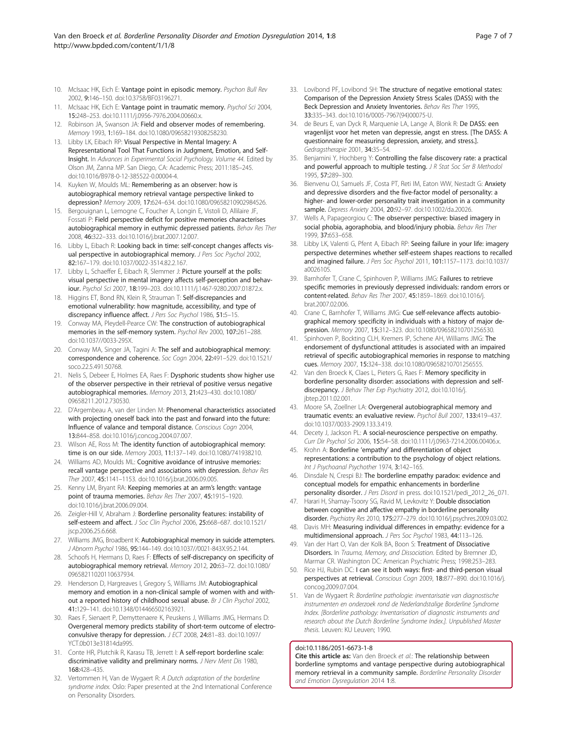10. McIsaac HK, Eich E: **Vantage point in episodic memory.** *Psychon Bull Rev* 2002, 9:146–150. doi:10.3758/BF03196271.
11. McIsaac HK, Eich E: **Vantage point in traumatic memory.** *Psychol Sci* 2004, 15:248–253. doi:10.1111/j.0956-7976.2004.00660.x.
12. Robinson JA, Swanson JA: **Field and observer modes of remembering.** *Memory* 1993, 1:169–184. doi:10.1080/09658219308258230.
13. Libby LK, Eibach RP: **Visual Perspective in Mental Imagery: A Representational Tool That Functions in Judgment, Emotion, and Self-Insight.** In *Advances in Experimental Social Psychology. Volume 44.* Edited by Olson JM, Zanna MP. San Diego, CA: Academic Press; 2011:185–245. doi:10.1016/B978-0-12-385522-0.00004-4.
14. Kuyken W, Moulds ML: **Remembering as an observer: how is autobiographical memory retrieval vantage perspective linked to depression?** *Memory* 2009, 17:624–634. doi:10.1080/09658210902984526.
15. Bergouignan L, Lemogne C, Foucher A, Longin E, Vistoli D, Allilaire JF, Fossati P: **Field perspective deficit for positive memories characterises autobiographical memory in euthymic depressed patients.** *Behav Res Ther* 2008, 46:322–333. doi:10.1016/j.brat.2007.12.007.
16. Libby L, Eibach R: **Looking back in time: self-concept changes affects visual perspective in autobiographical memory.** *J Pers Soc Psychol* 2002, 82:167–179. doi:10.1037/0022-3514.82.2.167.
17. Libby L, Schaeffer E, Eibach R, Slemmer J: **Picture yourself at the polls: visual perspective in mental imagery affects self-perception and behaviour.** *Psychol Sci* 2007, 18:199–203. doi:10.1111/j.1467-9280.2007.01872.x.
18. Higgins ET, Bond RN, Klein R, Strauman T: **Self-discrepancies and emotional vulnerability: how magnitude, accessibility, and type of discrepancy influence affect.** *J Pers Soc Psychol* 1986, 51:5–15.
19. Conway MA, Pleydell-Pearce CW: **The construction of autobiographical memories in the self-memory system.** *Psychol Rev* 2000, 107:261–288. doi:10.1037//0033-295X.
20. Conway MA, Singer JA, Tagini A: **The self and autobiographical memory: correspondence and coherence.** *Soc Cogn* 2004, 22:491–529. doi:10.1521/soco.22.5.491.50768.
21. Nelis S, Debeer E, Holmes EA, Raes F: **Dysphoric students show higher use of the observer perspective in their retrieval of positive versus negative autobiographical memories.** *Memory* 2013, 21:423–430. doi:10.1080/09658211.2012.730530.
22. D'Argembeau A, van der Linden M: **Phenomenal characteristics associated with projecting oneself back into the past and forward into the future: Influence of valance and temporal distance.** *Conscious Cogn* 2004, 13:844–858. doi:10.1016/j.concog.2004.07.007.
23. Wilson AE, Ross M: **The identity function of autobiographical memory: time is on our side.** *Memory* 2003, 11:137–149. doi:10.1080/741938210.
24. Williams AD, Moulds ML: **Cognitive avoidance of intrusive memories: recall vantage perspective and associations with depression.** *Behav Res Ther* 2007, 45:1141–1153. doi:10.1016/j.brat.2006.09.005.
25. Kenny LM, Bryant RA: **Keeping memories at an arm's length: vantage point of trauma memories.** *Behav Res Ther* 2007, 45:1915–1920. doi:10.1016/j.brat.2006.09.004.
26. Zeigler-Hill V, Abraham J: **Borderline personality features: instability of self-esteem and affect.** *J Soc Clin Psychol* 2006, 25:668–687. doi:10.1521/jscp.2006.25.6.668.
27. Williams JMG, Broadbent K: **Autobiographical memory in suicide attempters.** *J Abnorm Psychol* 1986, 95:144–149. doi:10.1037//0021-843X.95.2.144.
28. Schoofs H, Hermans D, Raes F: **Effects of self-discrepancy on specificity of autobiographical memory retrieval.** *Memory* 2012, 20:63–72. doi:10.1080/09658211020110637934.
29. Henderson D, Hargreaves I, Gregory S, Williams JM: **Autobiographical memory and emotion in a non-clinical sample of women with and without a reported history of childhood sexual abuse.** *Br J Clin Psychol* 2002, 41:129–141. doi:10.1348/014466502163921.
30. Raes F, Sienaert P, Demyttenaere K, Peuskens J, Williams JMG, Hermans D: **Overgeneral memory predicts stability of short-term outcome of electro-convulsive therapy for depression.** *J ECT* 2008, 24:81–83. doi:10.1097/YCT.0b013e31814da995.
31. Conte HR, Plutchik R, Karasu TB, Jerrett I: **A self-report borderline scale: discriminative validity and preliminary norms.** *J Nerv Ment Dis* 1980, 168:428–435.
32. Vertommen H, Van de Wygaert R: *A Dutch adaptation of the borderline syndrome index.* Oslo: Paper presented at the 2nd International Conference on Personality Disorders.
33. Lovibond PF, Lovibond SH: **The structure of negative emotional states: Comparison of the Depression Anxiety Stress Scales (DASS) with the Beck Depression and Anxiety Inventories.** *Behav Res Ther* 1995, 33:335–343. doi:10.1016/0005-7967(94)00075-U.
34. de Beurs E, van Dyck R, Marquenie LA, Lange A, Blonk R: **De DASS: een vragenlijst voor het meten van depressie, angst en stress. [The DASS: A questionnaire for measuring depression, anxiety, and stress.].** *Gedragstherapie* 2001, 34:35–54.
35. Benjamini Y, Hochberg Y: **Controlling the false discovery rate: a practical and powerful approach to multiple testing.** *J R Stat Soc Ser B Methodol* 1995, 57:289–300.
36. Bienvenu OJ, Samuels JF, Costa PT, Reti IM, Eaton WW, Nestadt G: **Anxiety and depressive disorders and the five-factor model of personality: a higher- and lower-order personality trait investigation in a community sample.** *Depress Anxiety* 2004, 20:92–97. doi:10.1002/da.20026.
37. Wells A, Papageorgiou C: **The observer perspective: biased imagery in social phobia, agoraphobia, and blood/injury phobia.** *Behav Res Ther* 1999, 37:653–658.
38. Libby LK, Valenti G, Pfent A, Eibach RP: **Seeing failure in your life: imagery perspective determines whether self-esteem shapes reactions to recalled and imagined failure.** *J Pers Soc Psychol* 2011, 101:1157–1173. doi:10.1037/a0026105.
39. Barnhofer T, Crane C, Spinhoven P, Williams JMG: **Failures to retrieve specific memories in previously depressed individuals: random errors or content-related.** *Behav Res Ther* 2007, 45:1859–1869. doi:10.1016/j.brat.2007.02.006.
40. Crane C, Barnhofer T, Williams JMG: **Cue self-relevance affects autobiographical memory specificity in individuals with a history of major depression.** *Memory* 2007, 15:312–323. doi:10.1080/09658210701256530.
41. Spinhoven P, Bockting CLH, Kremers IP, Schene AH, Williams JMG: **The endorsement of dysfunctional attitudes is associated with an impaired retrieval of specific autobiographical memories in response to matching cues.** *Memory* 2007, 15:324–338. doi:10.1080/09658210701256555.
42. Van den Broeck K, Claes L, Pieters G, Raes F: **Memory specificity in borderline personality disorder: associations with depression and self-discrepancy.** *J Behav Ther Exp Psychiatry* 2012, doi:10.1016/j.jbtep.2011.02.001.
43. Moore SA, Zoellner LA: **Overgeneral autobiographical memory and traumatic events: an evaluative review.** *Psychol Bull* 2007, 133:419–437. doi:10.1037/0033-2909.133.3.419.
44. Decety J, Jackson PL: **A social-neuroscience perspective on empathy.** *Curr Dir Psychol Sci* 2006, 15:54–58. doi:10.1111/j.0963-7214.2006.00406.x.
45. Krohn A: **Borderline 'empathy' and differentiation of object representations: a contribution to the psychology of object relations.** *Int J Psychoanal Psychother* 1974, 3:142–165.
46. Dinsdale N, Crespi BJ: **The borderline empathy paradox: evidence and conceptual models for empathic enhancements in borderline personality disorder.** *J Pers Disord* in press. doi:10.1521/pedi_2012_26_071.
47. Harari H, Shamay-Tsoory SG, Ravid M, Levkovitz Y: **Double dissociation between cognitive and affective empathy in borderline personality disorder.** *Psychiatry Res* 2010, 175:277–279. doi:10.1016/j.psychres.2009.03.002.
48. Davis MH: **Measuring individual differences in empathy: evidence for a multidimensional approach.** *J Pers Soc Psychol* 1983, 44:113–126.
49. Van der Hart O, Van der Kolk BA, Boon S: **Treatment of Dissociative Disorders.** In *Trauma, Memory, and Dissociation.* Edited by Bremner JD, Marmar CR. Washington DC: American Psychiatric Press; 1998:253–283.
50. Rice HJ, Rubin DC: **I can see it both ways: first- and third-person visual perspectives at retrieval.** *Conscious Cogn* 2009, 18:877–890. doi:10.1016/j.concog.2009.07.004.
51. Van de Wygaert R: *Borderline pathologie: inventarisatie van diagnostische instrumenten en onderzoek rond de Nederlandstalige Borderline Syndrome Index. [Borderline pathology: Inventarisation of diagnostic instruments and research about the Dutch Borderline Syndrome Index.]. Unpublished Master thesis.* Leuven: KU Leuven; 1990.

doi:10.1186/2051-6673-1-8

**Cite this article as:** Van den Broeck *et al.*: The relationship between borderline symptoms and vantage perspective during autobiographical memory retrieval in a community sample. *Borderline Personality Disorder and Emotion Dysregulation* 2014 1:8.